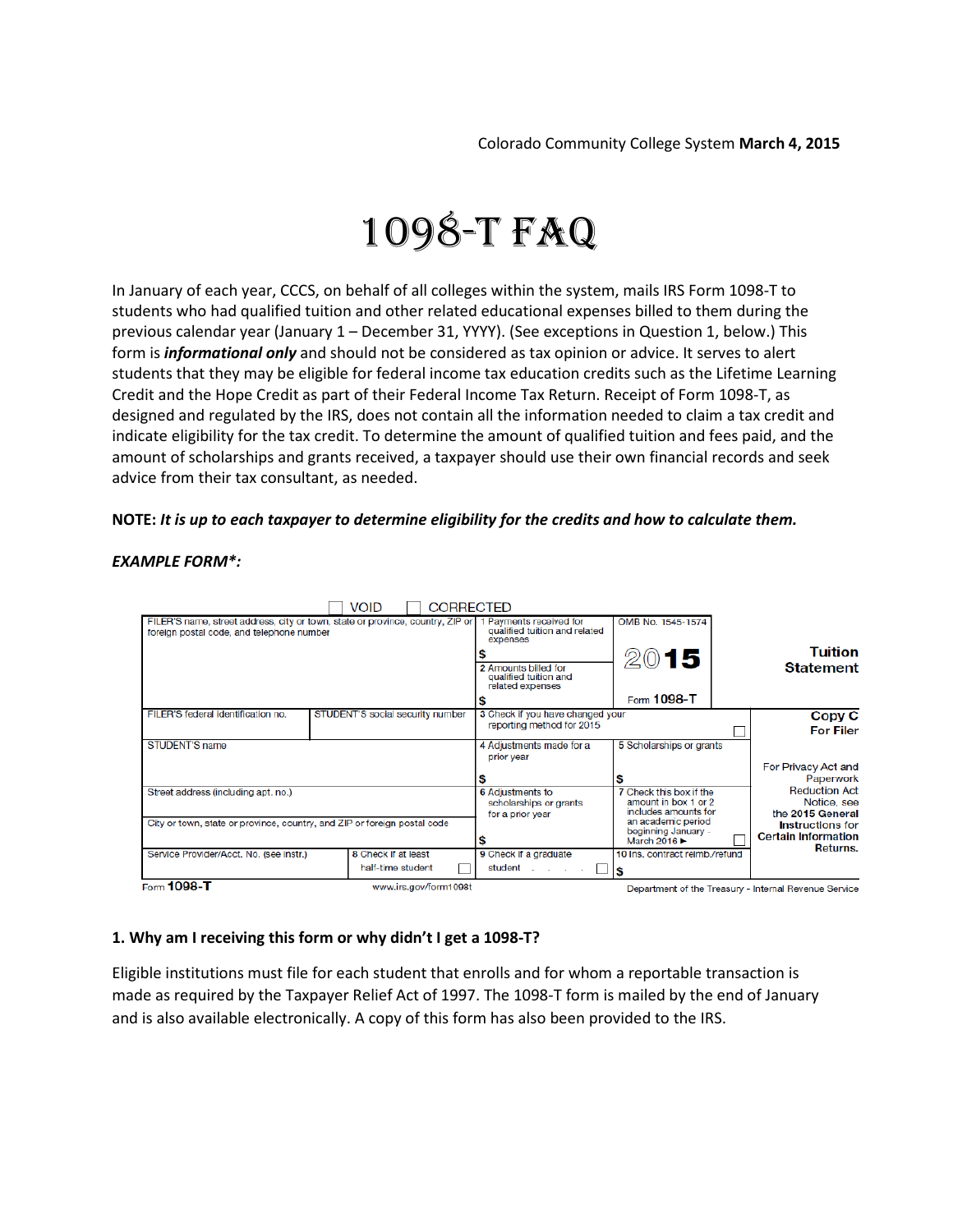Colorado Community College System **March 4, 2015**

# 1098-T FAQ

In January of each year, CCCS, on behalf of all colleges within the system, mails IRS Form 1098-T to students who had qualified tuition and other related educational expenses billed to them during the previous calendar year (January 1 – December 31, YYYY). (See exceptions in Question 1, below.) This form is ***informational only*** and should not be considered as tax opinion or advice. It serves to alert students that they may be eligible for federal income tax education credits such as the Lifetime Learning Credit and the Hope Credit as part of their Federal Income Tax Return. Receipt of Form 1098-T, as designed and regulated by the IRS, does not contain all the information needed to claim a tax credit and indicate eligibility for the tax credit. To determine the amount of qualified tuition and fees paid, and the amount of scholarships and grants received, a taxpayer should use their own financial records and seek advice from their tax consultant, as needed.

**NOTE:** ***It is up to each taxpayer to determine eligibility for the credits and how to calculate them.***

***EXAMPLE FORM*:***

☐ VOID ☐ CORRECTED

| FILER'S name, street address, city or town, state or province, country, ZIP or foreign postal code, and telephone number | | 1 Payments received for qualified tuition and related expenses<br>$<br>2 Amounts billed for qualified tuition and related expenses<br>$ | OMB No. 1545-1574<br>2015<br>Form 1098-T | **Tuition Statement** |
|---|---|---|---|---|
| FILER'S federal identification no. | STUDENT'S social security number | 3 Check if you have changed your reporting method for 2015 ☐ | | **Copy C For Filer** |
| STUDENT'S name | | 4 Adjustments made for a prior year<br>$ | 5 Scholarships or grants<br>$ | For Privacy Act and Paperwork Reduction Act Notice, see the **2015 General Instructions for Certain Information Returns.** |
| Street address (including apt. no.)<br>City or town, state or province, country, and ZIP or foreign postal code | | 6 Adjustments to scholarships or grants for a prior year<br>$ | 7 Check this box if the amount in box 1 or 2 includes amounts for an academic period beginning January - March 2016 ► ☐ | |
| Service Provider/Acct. No. (see instr.) | 8 Check if at least half-time student ☐ | 9 Check if a graduate student ☐ | 10 Ins. contract reimb./refund<br>$ | |

Form **1098-T** www.irs.gov/form1098t Department of the Treasury - Internal Revenue Service

### 1. Why am I receiving this form or why didn't I get a 1098-T?

Eligible institutions must file for each student that enrolls and for whom a reportable transaction is made as required by the Taxpayer Relief Act of 1997. The 1098-T form is mailed by the end of January and is also available electronically. A copy of this form has also been provided to the IRS.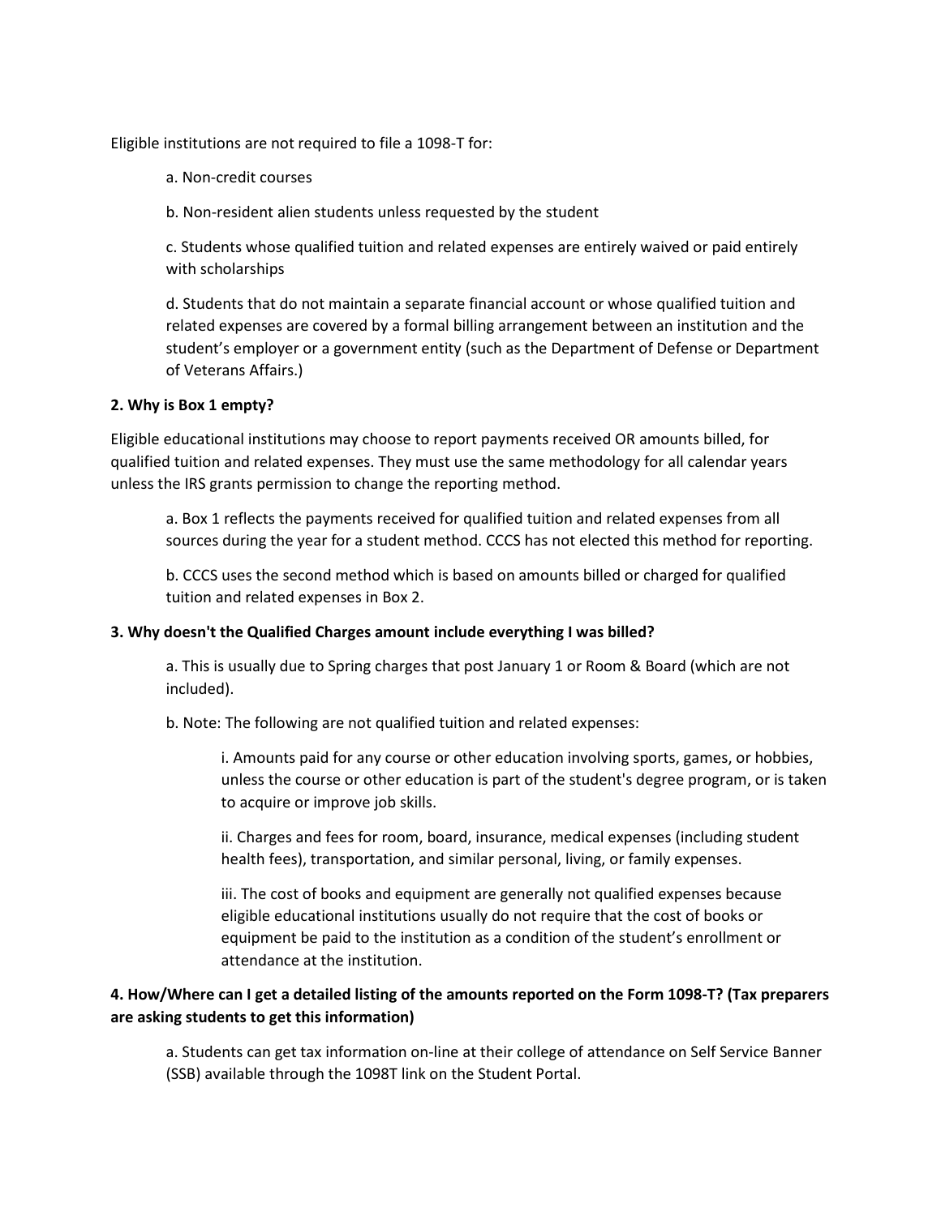Eligible institutions are not required to file a 1098-T for:

a. Non-credit courses

b. Non-resident alien students unless requested by the student

c. Students whose qualified tuition and related expenses are entirely waived or paid entirely with scholarships

d. Students that do not maintain a separate financial account or whose qualified tuition and related expenses are covered by a formal billing arrangement between an institution and the student's employer or a government entity (such as the Department of Defense or Department of Veterans Affairs.)

**2. Why is Box 1 empty?**

Eligible educational institutions may choose to report payments received OR amounts billed, for qualified tuition and related expenses. They must use the same methodology for all calendar years unless the IRS grants permission to change the reporting method.

a. Box 1 reflects the payments received for qualified tuition and related expenses from all sources during the year for a student method. CCCS has not elected this method for reporting.

b. CCCS uses the second method which is based on amounts billed or charged for qualified tuition and related expenses in Box 2.

**3. Why doesn't the Qualified Charges amount include everything I was billed?**

a. This is usually due to Spring charges that post January 1 or Room & Board (which are not included).

b. Note: The following are not qualified tuition and related expenses:

i. Amounts paid for any course or other education involving sports, games, or hobbies, unless the course or other education is part of the student's degree program, or is taken to acquire or improve job skills.

ii. Charges and fees for room, board, insurance, medical expenses (including student health fees), transportation, and similar personal, living, or family expenses.

iii. The cost of books and equipment are generally not qualified expenses because eligible educational institutions usually do not require that the cost of books or equipment be paid to the institution as a condition of the student's enrollment or attendance at the institution.

**4. How/Where can I get a detailed listing of the amounts reported on the Form 1098-T? (Tax preparers are asking students to get this information)**

a. Students can get tax information on-line at their college of attendance on Self Service Banner (SSB) available through the 1098T link on the Student Portal.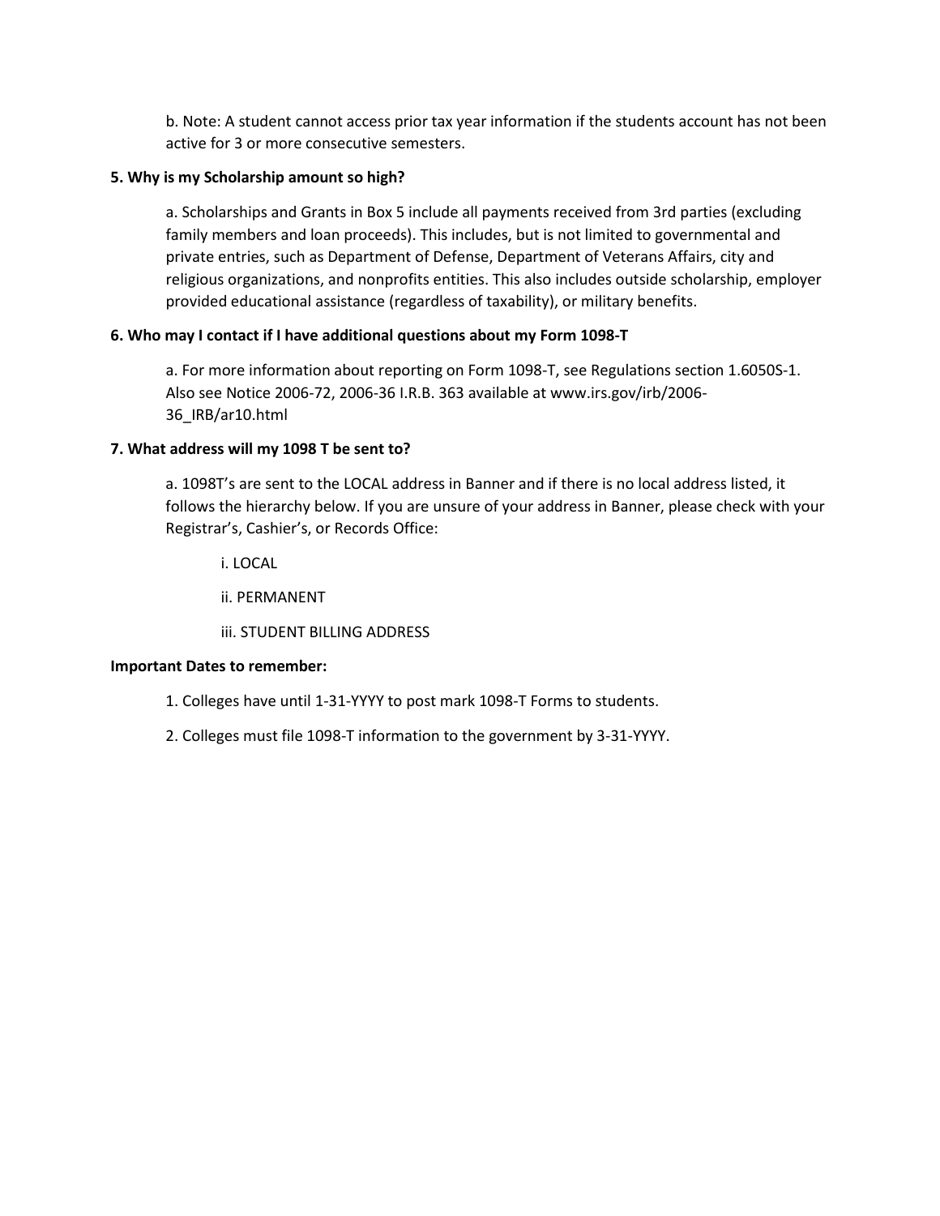b. Note: A student cannot access prior tax year information if the students account has not been active for 3 or more consecutive semesters.

**5. Why is my Scholarship amount so high?**

a. Scholarships and Grants in Box 5 include all payments received from 3rd parties (excluding family members and loan proceeds). This includes, but is not limited to governmental and private entries, such as Department of Defense, Department of Veterans Affairs, city and religious organizations, and nonprofits entities. This also includes outside scholarship, employer provided educational assistance (regardless of taxability), or military benefits.

**6. Who may I contact if I have additional questions about my Form 1098-T**

a. For more information about reporting on Form 1098-T, see Regulations section 1.6050S-1. Also see Notice 2006-72, 2006-36 I.R.B. 363 available at www.irs.gov/irb/2006-36_IRB/ar10.html

**7. What address will my 1098 T be sent to?**

a. 1098T's are sent to the LOCAL address in Banner and if there is no local address listed, it follows the hierarchy below. If you are unsure of your address in Banner, please check with your Registrar's, Cashier's, or Records Office:

i. LOCAL

ii. PERMANENT

iii. STUDENT BILLING ADDRESS

**Important Dates to remember:**

1. Colleges have until 1-31-YYYY to post mark 1098-T Forms to students.

2. Colleges must file 1098-T information to the government by 3-31-YYYY.